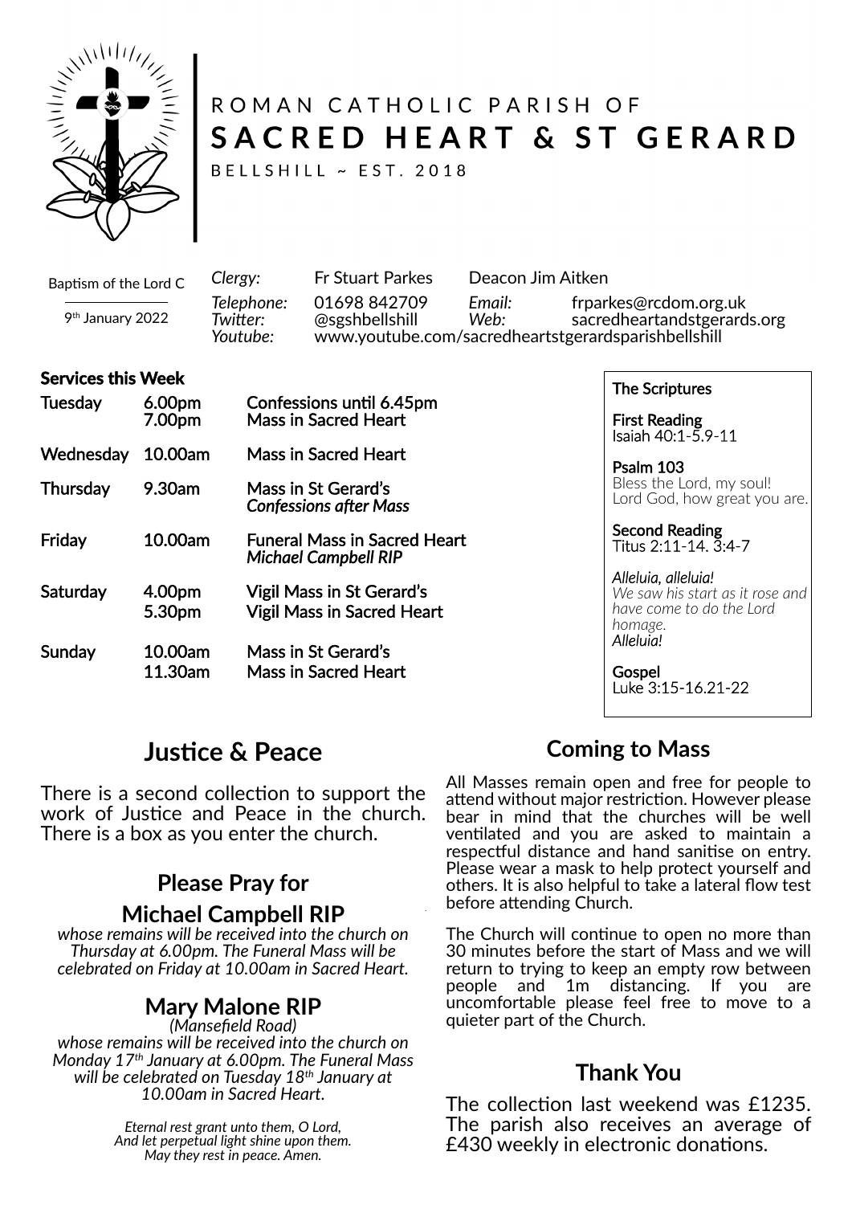# ROMAN CATHOLIC PARISH OF
# SACRED HEART & ST GERARD

BELLSHILL ~ EST. 2018

Baptism of the Lord C

9th January 2022

| | | | |
|---|---|---|---|
| *Clergy:* | Fr Stuart Parkes | Deacon Jim Aitken | |
| *Telephone:* | 01698 842709 | *Email:* | frparkes@rcdom.org.uk |
| *Twitter:* | @sgshbellshill | *Web:* | sacredheartandstgerards.org |
| *Youtube:* | www.youtube.com/sacredheartstgerardsparishbellshill | | |

**Services this Week**

| | | |
|---|---|---|
| **Tuesday** | **6.00pm** | **Confessions until 6.45pm** |
| | **7.00pm** | **Mass in Sacred Heart** |
| **Wednesday** | **10.00am** | **Mass in Sacred Heart** |
| **Thursday** | **9.30am** | **Mass in St Gerard's** *Confessions after Mass* |
| **Friday** | **10.00am** | **Funeral Mass in Sacred Heart** *Michael Campbell RIP* |
| **Saturday** | **4.00pm** | **Vigil Mass in St Gerard's** |
| | **5.30pm** | **Vigil Mass in Sacred Heart** |
| **Sunday** | **10.00am** | **Mass in St Gerard's** |
| | **11.30am** | **Mass in Sacred Heart** |

**The Scriptures**

**First Reading**
Isaiah 40:1-5.9-11

**Psalm 103**
Bless the Lord, my soul!
Lord God, how great you are.

**Second Reading**
Titus 2:11-14. 3:4-7

*Alleluia, alleluia!*
*We saw his start as it rose and have come to do the Lord homage.*
*Alleluia!*

**Gospel**
Luke 3:15-16.21-22

## Justice & Peace

There is a second collection to support the work of Justice and Peace in the church. There is a box as you enter the church.

## Please Pray for

### Michael Campbell RIP

*whose remains will be received into the church on Thursday at 6.00pm. The Funeral Mass will be celebrated on Friday at 10.00am in Sacred Heart.*

### Mary Malone RIP

*(Mansefield Road)*
*whose remains will be received into the church on Monday 17th January at 6.00pm. The Funeral Mass will be celebrated on Tuesday 18th January at 10.00am in Sacred Heart.*

*Eternal rest grant unto them, O Lord,*
*And let perpetual light shine upon them.*
*May they rest in peace. Amen.*

## Coming to Mass

All Masses remain open and free for people to attend without major restriction. However please bear in mind that the churches will be well ventilated and you are asked to maintain a respectful distance and hand sanitise on entry. Please wear a mask to help protect yourself and others. It is also helpful to take a lateral flow test before attending Church.

The Church will continue to open no more than 30 minutes before the start of Mass and we will return to trying to keep an empty row between people and 1m distancing. If you are uncomfortable please feel free to move to a quieter part of the Church.

## Thank You

The collection last weekend was £1235. The parish also receives an average of £430 weekly in electronic donations.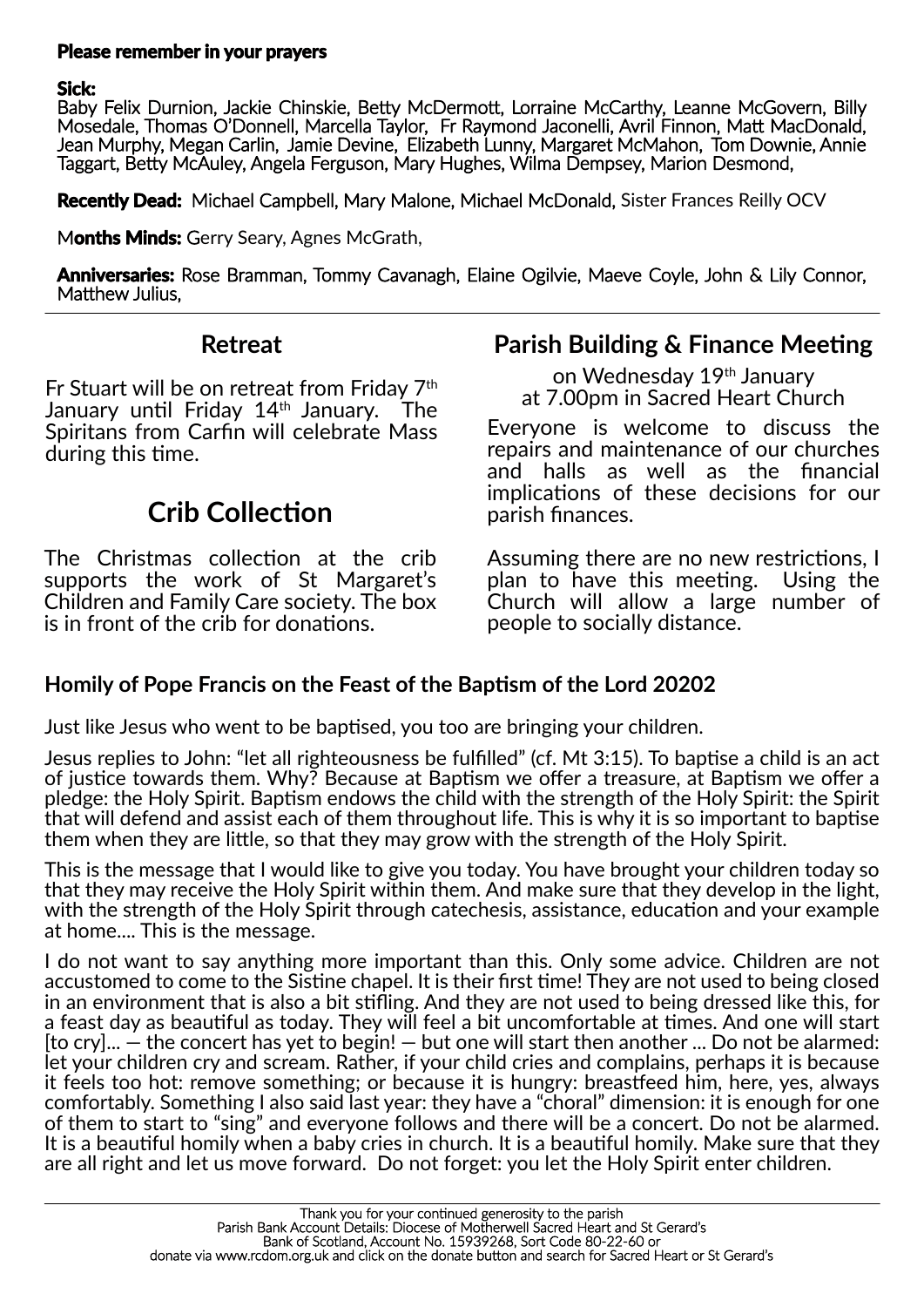**Please remember in your prayers**

**Sick:**
Baby Felix Durnion, Jackie Chinskie, Betty McDermott, Lorraine McCarthy, Leanne McGovern, Billy Mosedale, Thomas O'Donnell, Marcella Taylor, Fr Raymond Jaconelli, Avril Finnon, Matt MacDonald, Jean Murphy, Megan Carlin, Jamie Devine, Elizabeth Lunny, Margaret McMahon, Tom Downie, Annie Taggart, Betty McAuley, Angela Ferguson, Mary Hughes, Wilma Dempsey, Marion Desmond,

**Recently Dead:** Michael Campbell, Mary Malone, Michael McDonald, Sister Frances Reilly OCV

**Months Minds:** Gerry Seary, Agnes McGrath,

**Anniversaries:** Rose Bramman, Tommy Cavanagh, Elaine Ogilvie, Maeve Coyle, John & Lily Connor, Matthew Julius,

## Retreat

Fr Stuart will be on retreat from Friday 7th January until Friday 14th January. The Spiritans from Carfin will celebrate Mass during this time.

## Crib Collection

The Christmas collection at the crib supports the work of St Margaret's Children and Family Care society. The box is in front of the crib for donations.

## Parish Building & Finance Meeting

on Wednesday 19th January
at 7.00pm in Sacred Heart Church

Everyone is welcome to discuss the repairs and maintenance of our churches and halls as well as the financial implications of these decisions for our parish finances.

Assuming there are no new restrictions, I plan to have this meeting. Using the Church will allow a large number of people to socially distance.

### Homily of Pope Francis on the Feast of the Baptism of the Lord 20202

Just like Jesus who went to be baptised, you too are bringing your children.

Jesus replies to John: "let all righteousness be fulfilled" (cf. Mt 3:15). To baptise a child is an act of justice towards them. Why? Because at Baptism we offer a treasure, at Baptism we offer a pledge: the Holy Spirit. Baptism endows the child with the strength of the Holy Spirit: the Spirit that will defend and assist each of them throughout life. This is why it is so important to baptise them when they are little, so that they may grow with the strength of the Holy Spirit.

This is the message that I would like to give you today. You have brought your children today so that they may receive the Holy Spirit within them. And make sure that they develop in the light, with the strength of the Holy Spirit through catechesis, assistance, education and your example at home.... This is the message.

I do not want to say anything more important than this. Only some advice. Children are not accustomed to come to the Sistine chapel. It is their first time! They are not used to being closed in an environment that is also a bit stifling. And they are not used to being dressed like this, for a feast day as beautiful as today. They will feel a bit uncomfortable at times. And one will start [to cry]... — the concert has yet to begin! — but one will start then another ... Do not be alarmed: let your children cry and scream. Rather, if your child cries and complains, perhaps it is because it feels too hot: remove something; or because it is hungry: breastfeed him, here, yes, always comfortably. Something I also said last year: they have a "choral" dimension: it is enough for one of them to start to "sing" and everyone follows and there will be a concert. Do not be alarmed. It is a beautiful homily when a baby cries in church. It is a beautiful homily. Make sure that they are all right and let us move forward. Do not forget: you let the Holy Spirit enter children.

Thank you for your continued generosity to the parish
Parish Bank Account Details: Diocese of Motherwell Sacred Heart and St Gerard's
Bank of Scotland, Account No. 15939268, Sort Code 80-22-60 or
donate via www.rcdom.org.uk and click on the donate button and search for Sacred Heart or St Gerard's